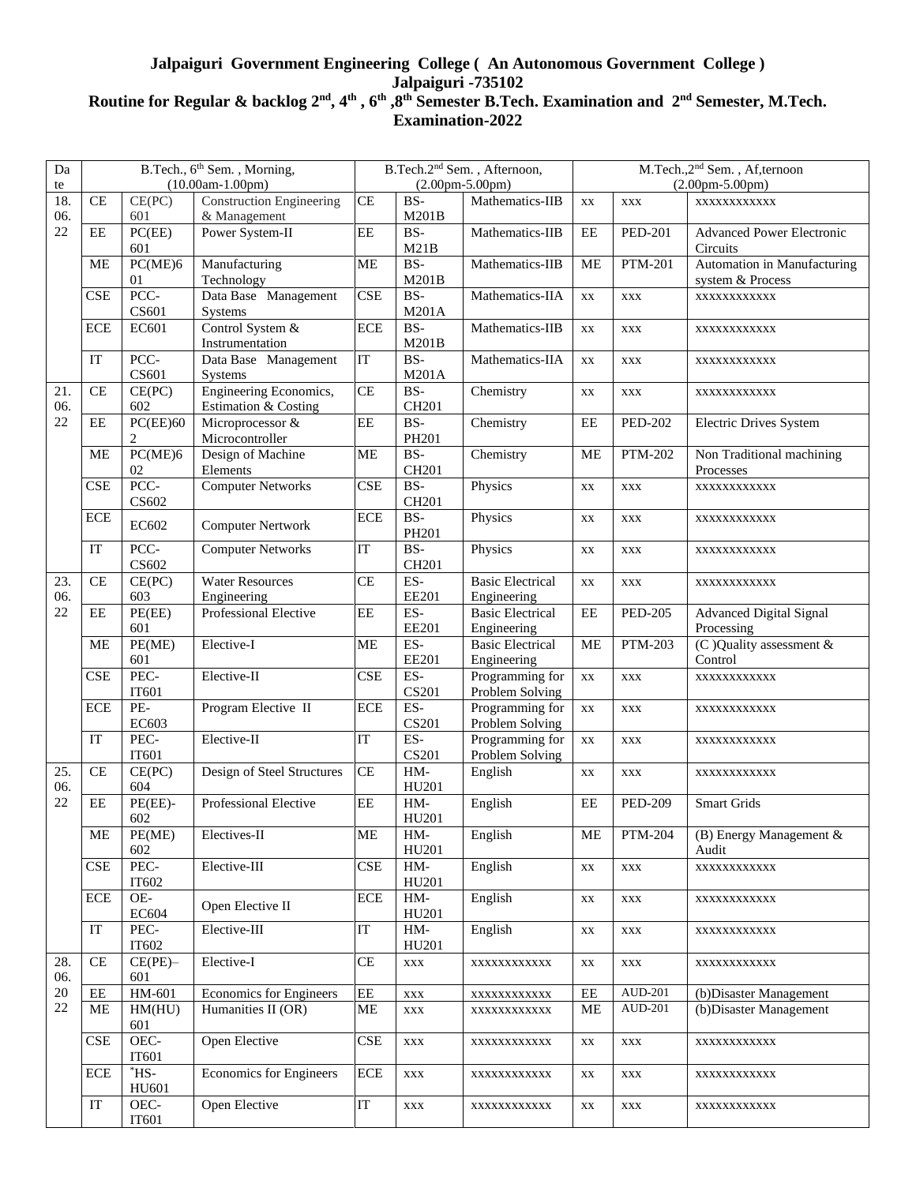**Jalpaiguri Government Engineering College ( An Autonomous Government College )**
**Jalpaiguri -735102**
**Routine for Regular & backlog 2nd, 4th , 6th ,8th Semester B.Tech. Examination and 2nd Semester, M.Tech. Examination-2022**

| Date | B.Tech., 6th Sem. , Morning, (10.00am-1.00pm) | | | B.Tech.2nd Sem. , Afternoon, (2.00pm-5.00pm) | | | M.Tech.,2nd Sem. , Af,ternoon (2.00pm-5.00pm) | | |
|---|---|---|---|---|---|---|---|---|---|
| 18.06.22 | CE | CE(PC) 601 | Construction Engineering & Management | CE | BS-M201B | Mathematics-IIB | xx | xxx | xxxxxxxxxxxx |
| | EE | PC(EE) 601 | Power System-II | EE | BS-M21B | Mathematics-IIB | EE | PED-201 | Advanced Power Electronic Circuits |
| | ME | PC(ME)601 | Manufacturing Technology | ME | BS-M201B | Mathematics-IIB | ME | PTM-201 | Automation in Manufacturing system & Process |
| | CSE | PCC-CS601 | Data Base Management Systems | CSE | BS-M201A | Mathematics-IIA | xx | xxx | xxxxxxxxxxxx |
| | ECE | EC601 | Control System & Instrumentation | ECE | BS-M201B | Mathematics-IIB | xx | xxx | xxxxxxxxxxxx |
| | IT | PCC-CS601 | Data Base Management Systems | IT | BS-M201A | Mathematics-IIA | xx | xxx | xxxxxxxxxxxx |
| 21.06.22 | CE | CE(PC) 602 | Engineering Economics, Estimation & Costing | CE | BS-CH201 | Chemistry | xx | xxx | xxxxxxxxxxxx |
| | EE | PC(EE)602 | Microprocessor & Microcontroller | EE | BS-PH201 | Chemistry | EE | PED-202 | Electric Drives System |
| | ME | PC(ME)602 | Design of Machine Elements | ME | BS-CH201 | Chemistry | ME | PTM-202 | Non Traditional machining Processes |
| | CSE | PCC-CS602 | Computer Networks | CSE | BS-CH201 | Physics | xx | xxx | xxxxxxxxxxxx |
| | ECE | EC602 | Computer Nertwork | ECE | BS-PH201 | Physics | xx | xxx | xxxxxxxxxxxx |
| | IT | PCC-CS602 | Computer Networks | IT | BS-CH201 | Physics | xx | xxx | xxxxxxxxxxxx |
| 23.06.22 | CE | CE(PC) 603 | Water Resources Engineering | CE | ES-EE201 | Basic Electrical Engineering | xx | xxx | xxxxxxxxxxxx |
| | EE | PE(EE) 601 | Professional Elective | EE | ES-EE201 | Basic Electrical Engineering | EE | PED-205 | Advanced Digital Signal Processing |
| | ME | PE(ME) 601 | Elective-I | ME | ES-EE201 | Basic Electrical Engineering | ME | PTM-203 | (C )Quality assessment & Control |
| | CSE | PEC-IT601 | Elective-II | CSE | ES-CS201 | Programming for Problem Solving | xx | xxx | xxxxxxxxxxxx |
| | ECE | PE-EC603 | Program Elective II | ECE | ES-CS201 | Programming for Problem Solving | xx | xxx | xxxxxxxxxxxx |
| | IT | PEC-IT601 | Elective-II | IT | ES-CS201 | Programming for Problem Solving | xx | xxx | xxxxxxxxxxxx |
| 25.06.22 | CE | CE(PC) 604 | Design of Steel Structures | CE | HM-HU201 | English | xx | xxx | xxxxxxxxxxxx |
| | EE | PE(EE)-602 | Professional Elective | EE | HM-HU201 | English | EE | PED-209 | Smart Grids |
| | ME | PE(ME) 602 | Electives-II | ME | HM-HU201 | English | ME | PTM-204 | (B) Energy Management & Audit |
| | CSE | PEC-IT602 | Elective-III | CSE | HM-HU201 | English | xx | xxx | xxxxxxxxxxxx |
| | ECE | OE-EC604 | Open Elective II | ECE | HM-HU201 | English | xx | xxx | xxxxxxxxxxxx |
| | IT | PEC-IT602 | Elective-III | IT | HM-HU201 | English | xx | xxx | xxxxxxxxxxxx |
| 28.06.2022 | CE | CE(PE)–601 | Elective-I | CE | xxx | xxxxxxxxxxxx | xx | xxx | xxxxxxxxxxxx |
| | EE | HM-601 | Economics for Engineers | EE | xxx | xxxxxxxxxxxx | EE | AUD-201 | (b)Disaster Management |
| | ME | HM(HU) 601 | Humanities II (OR) | ME | xxx | xxxxxxxxxxxx | ME | AUD-201 | (b)Disaster Management |
| | CSE | OEC-IT601 | Open Elective | CSE | xxx | xxxxxxxxxxxx | xx | xxx | xxxxxxxxxxxx |
| | ECE | *HS-HU601 | Economics for Engineers | ECE | xxx | xxxxxxxxxxxx | xx | xxx | xxxxxxxxxxxx |
| | IT | OEC-IT601 | Open Elective | IT | xxx | xxxxxxxxxxxx | xx | xxx | xxxxxxxxxxxx |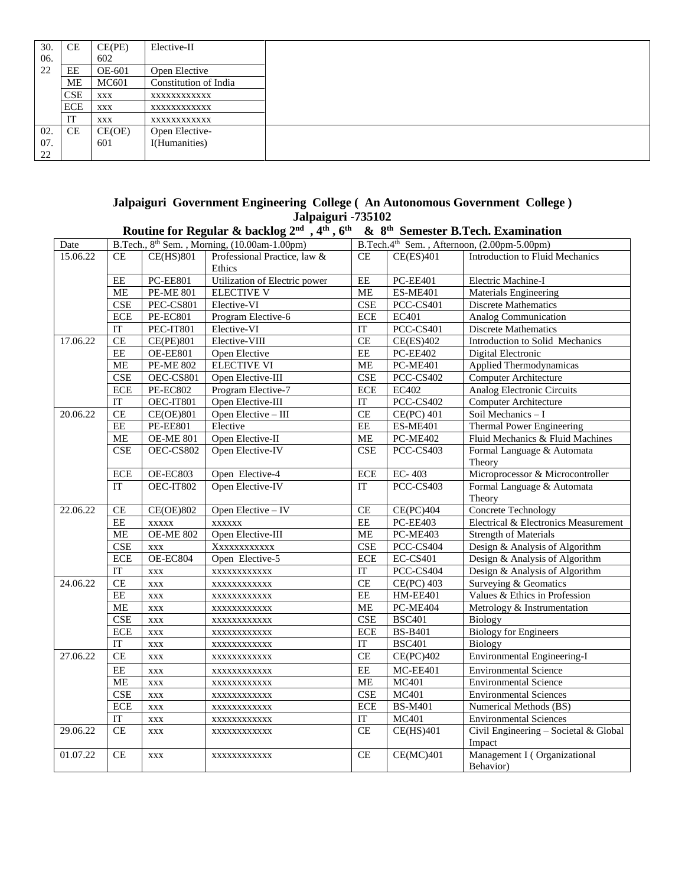| | | | | |
|---|---|---|---|---|
| 30.06.22 | CE | CE(PE) 602 | Elective-II | |
| | EE | OE-601 | Open Elective | |
| | ME | MC601 | Constitution of India | |
| | CSE | xxx | xxxxxxxxxxxx | |
| | ECE | xxx | xxxxxxxxxxxx | |
| | IT | xxx | xxxxxxxxxxxx | |
| 02.07.22 | CE | CE(OE) 601 | Open Elective-I(Humanities) | |

## Jalpaiguri Government Engineering College ( An Autonomous Government College )

## Jalpaiguri -735102

### Routine for Regular & backlog 2nd , 4th , 6th & 8th Semester B.Tech. Examination

| Date | B.Tech., 8th Sem. , Morning, (10.00am-1.00pm) | | | B.Tech.4th Sem. , Afternoon, (2.00pm-5.00pm) | | |
|---|---|---|---|---|---|---|
| 15.06.22 | CE | CE(HS)801 | Professional Practice, law & Ethics | CE | CE(ES)401 | Introduction to Fluid Mechanics |
| | EE | PC-EE801 | Utilization of Electric power | EE | PC-EE401 | Electric Machine-I |
| | ME | PE-ME 801 | ELECTIVE V | ME | ES-ME401 | Materials Engineering |
| | CSE | PEC-CS801 | Elective-VI | CSE | PCC-CS401 | Discrete Mathematics |
| | ECE | PE-EC801 | Program Elective-6 | ECE | EC401 | Analog Communication |
| | IT | PEC-IT801 | Elective-VI | IT | PCC-CS401 | Discrete Mathematics |
| 17.06.22 | CE | CE(PE)801 | Elective-VIII | CE | CE(ES)402 | Introduction to Solid Mechanics |
| | EE | OE-EE801 | Open Elective | EE | PC-EE402 | Digital Electronic |
| | ME | PE-ME 802 | ELECTIVE VI | ME | PC-ME401 | Applied Thermodynamicas |
| | CSE | OEC-CS801 | Open Elective-III | CSE | PCC-CS402 | Computer Architecture |
| | ECE | PE-EC802 | Program Elective-7 | ECE | EC402 | Analog Electronic Circuits |
| | IT | OEC-IT801 | Open Elective-III | IT | PCC-CS402 | Computer Architecture |
| 20.06.22 | CE | CE(OE)801 | Open Elective – III | CE | CE(PC) 401 | Soil Mechanics – I |
| | EE | PE-EE801 | Elective | EE | ES-ME401 | Thermal Power Engineering |
| | ME | OE-ME 801 | Open Elective-II | ME | PC-ME402 | Fluid Mechanics & Fluid Machines |
| | CSE | OEC-CS802 | Open Elective-IV | CSE | PCC-CS403 | Formal Language & Automata Theory |
| | ECE | OE-EC803 | Open Elective-4 | ECE | EC- 403 | Microprocessor & Microcontroller |
| | IT | OEC-IT802 | Open Elective-IV | IT | PCC-CS403 | Formal Language & Automata Theory |
| 22.06.22 | CE | CE(OE)802 | Open Elective – IV | CE | CE(PC)404 | Concrete Technology |
| | EE | xxxxx | xxxxxx | EE | PC-EE403 | Electrical & Electronics Measurement |
| | ME | OE-ME 802 | Open Elective-III | ME | PC-ME403 | Strength of Materials |
| | CSE | xxx | Xxxxxxxxxxxx | CSE | PCC-CS404 | Design & Analysis of Algorithm |
| | ECE | OE-EC804 | Open Elective-5 | ECE | EC-CS401 | Design & Analysis of Algorithm |
| | IT | xxx | xxxxxxxxxxxx | IT | PCC-CS404 | Design & Analysis of Algorithm |
| 24.06.22 | CE | xxx | xxxxxxxxxxxx | CE | CE(PC) 403 | Surveying & Geomatics |
| | EE | xxx | xxxxxxxxxxxx | EE | HM-EE401 | Values & Ethics in Profession |
| | ME | xxx | xxxxxxxxxxxx | ME | PC-ME404 | Metrology & Instrumentation |
| | CSE | xxx | xxxxxxxxxxxx | CSE | BSC401 | Biology |
| | ECE | xxx | xxxxxxxxxxxx | ECE | BS-B401 | Biology for Engineers |
| | IT | xxx | xxxxxxxxxxxx | IT | BSC401 | Biology |
| 27.06.22 | CE | xxx | xxxxxxxxxxxx | CE | CE(PC)402 | Environmental Engineering-I |
| | EE | xxx | xxxxxxxxxxxx | EE | MC-EE401 | Environmental Science |
| | ME | xxx | xxxxxxxxxxxx | ME | MC401 | Environmental Science |
| | CSE | xxx | xxxxxxxxxxxx | CSE | MC401 | Environmental Sciences |
| | ECE | xxx | xxxxxxxxxxxx | ECE | BS-M401 | Numerical Methods (BS) |
| | IT | xxx | xxxxxxxxxxxx | IT | MC401 | Environmental Sciences |
| 29.06.22 | CE | xxx | xxxxxxxxxxxx | CE | CE(HS)401 | Civil Engineering – Societal & Global Impact |
| 01.07.22 | CE | xxx | xxxxxxxxxxxx | CE | CE(MC)401 | Management I ( Organizational Behavior) |